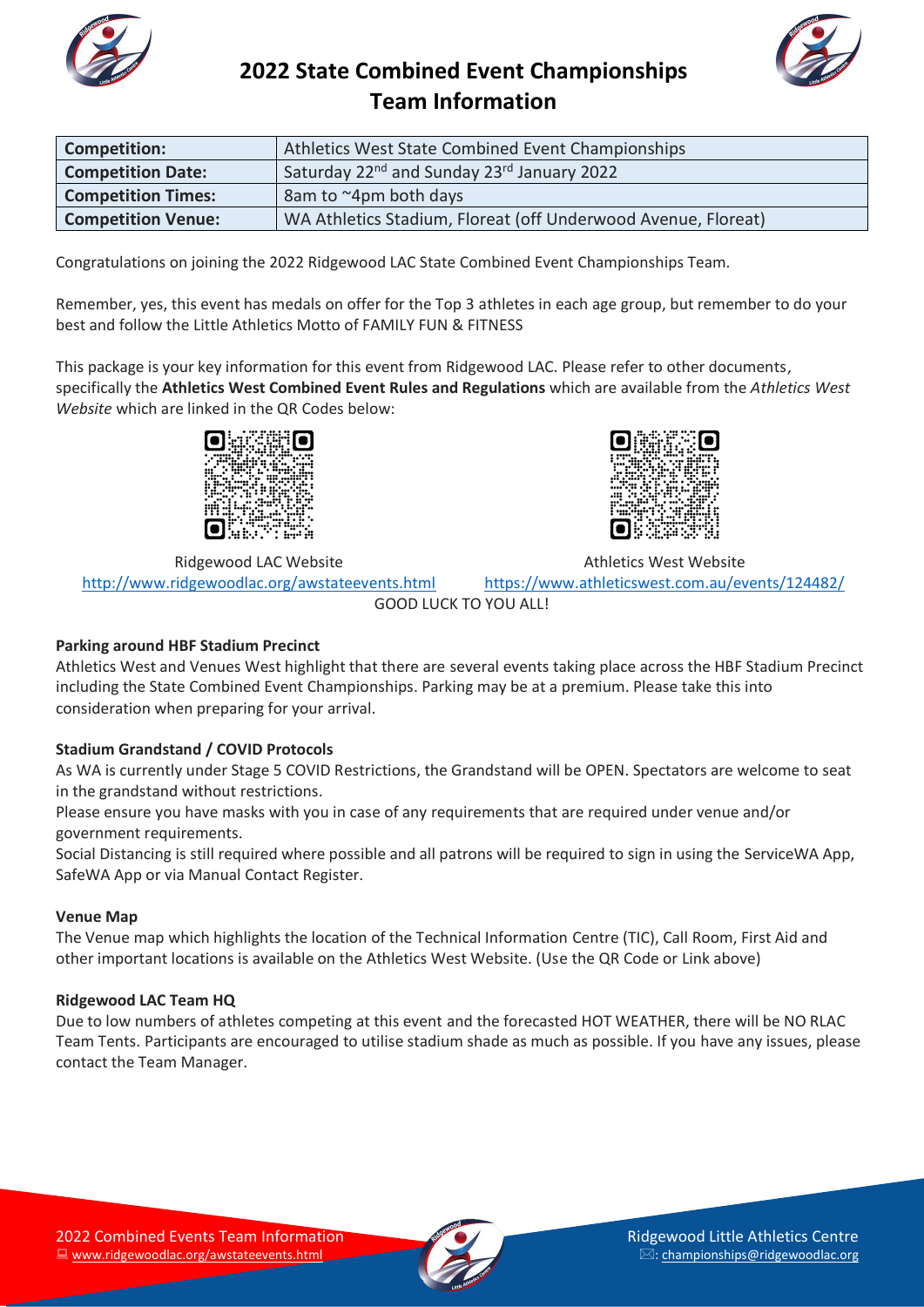# 2022 State Combined Event Championships
# Team Information

| **Competition:** | Athletics West State Combined Event Championships |
|---|---|
| **Competition Date:** | Saturday 22nd and Sunday 23rd January 2022 |
| **Competition Times:** | 8am to ~4pm both days |
| **Competition Venue:** | WA Athletics Stadium, Floreat (off Underwood Avenue, Floreat) |

Congratulations on joining the 2022 Ridgewood LAC State Combined Event Championships Team.

Remember, yes, this event has medals on offer for the Top 3 athletes in each age group, but remember to do your best and follow the Little Athletics Motto of FAMILY FUN & FITNESS

This package is your key information for this event from Ridgewood LAC. Please refer to other documents, specifically the **Athletics West Combined Event Rules and Regulations** which are available from the *Athletics West Website* which are linked in the QR Codes below:

Ridgewood LAC Website
http://www.ridgewoodlac.org/awstateevents.html

Athletics West Website
https://www.athleticswest.com.au/events/124482/

GOOD LUCK TO YOU ALL!

### Parking around HBF Stadium Precinct

Athletics West and Venues West highlight that there are several events taking place across the HBF Stadium Precinct including the State Combined Event Championships. Parking may be at a premium. Please take this into consideration when preparing for your arrival.

### Stadium Grandstand / COVID Protocols

As WA is currently under Stage 5 COVID Restrictions, the Grandstand will be OPEN. Spectators are welcome to seat in the grandstand without restrictions.

Please ensure you have masks with you in case of any requirements that are required under venue and/or government requirements.

Social Distancing is still required where possible and all patrons will be required to sign in using the ServiceWA App, SafeWA App or via Manual Contact Register.

### Venue Map

The Venue map which highlights the location of the Technical Information Centre (TIC), Call Room, First Aid and other important locations is available on the Athletics West Website. (Use the QR Code or Link above)

### Ridgewood LAC Team HQ

Due to low numbers of athletes competing at this event and the forecasted HOT WEATHER, there will be NO RLAC Team Tents. Participants are encouraged to utilise stadium shade as much as possible. If you have any issues, please contact the Team Manager.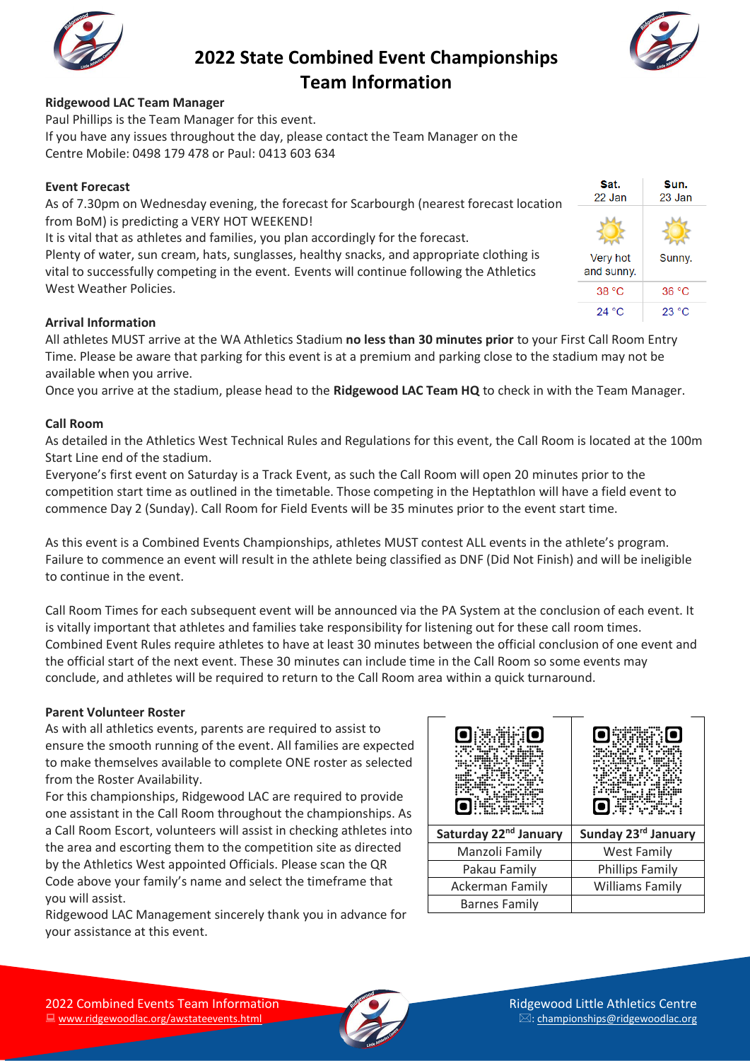# 2022 State Combined Event Championships Team Information

**Ridgewood LAC Team Manager**

Paul Phillips is the Team Manager for this event.
If you have any issues throughout the day, please contact the Team Manager on the Centre Mobile: 0498 179 478 or Paul: 0413 603 634

**Event Forecast**

As of 7.30pm on Wednesday evening, the forecast for Scarbourgh (nearest forecast location from BoM) is predicting a VERY HOT WEEKEND!
It is vital that as athletes and families, you plan accordingly for the forecast.
Plenty of water, sun cream, hats, sunglasses, healthy snacks, and appropriate clothing is vital to successfully competing in the event. Events will continue following the Athletics West Weather Policies.

| Sat. 22 Jan | Sun. 23 Jan |
|---|---|
| Very hot and sunny. | Sunny. |
| 38 °C | 36 °C |
| 24 °C | 23 °C |

**Arrival Information**

All athletes MUST arrive at the WA Athletics Stadium **no less than 30 minutes prior** to your First Call Room Entry Time. Please be aware that parking for this event is at a premium and parking close to the stadium may not be available when you arrive.
Once you arrive at the stadium, please head to the **Ridgewood LAC Team HQ** to check in with the Team Manager.

**Call Room**

As detailed in the Athletics West Technical Rules and Regulations for this event, the Call Room is located at the 100m Start Line end of the stadium.
Everyone's first event on Saturday is a Track Event, as such the Call Room will open 20 minutes prior to the competition start time as outlined in the timetable. Those competing in the Heptathlon will have a field event to commence Day 2 (Sunday). Call Room for Field Events will be 35 minutes prior to the event start time.

As this event is a Combined Events Championships, athletes MUST contest ALL events in the athlete's program. Failure to commence an event will result in the athlete being classified as DNF (Did Not Finish) and will be ineligible to continue in the event.

Call Room Times for each subsequent event will be announced via the PA System at the conclusion of each event. It is vitally important that athletes and families take responsibility for listening out for these call room times. Combined Event Rules require athletes to have at least 30 minutes between the official conclusion of one event and the official start of the next event. These 30 minutes can include time in the Call Room so some events may conclude, and athletes will be required to return to the Call Room area within a quick turnaround.

**Parent Volunteer Roster**

As with all athletics events, parents are required to assist to ensure the smooth running of the event. All families are expected to make themselves available to complete ONE roster as selected from the Roster Availability.
For this championships, Ridgewood LAC are required to provide one assistant in the Call Room throughout the championships. As a Call Room Escort, volunteers will assist in checking athletes into the area and escorting them to the competition site as directed by the Athletics West appointed Officials. Please scan the QR Code above your family's name and select the timeframe that you will assist.
Ridgewood LAC Management sincerely thank you in advance for your assistance at this event.

| Saturday 22nd January | Sunday 23rd January |
|---|---|
| Manzoli Family | West Family |
| Pakau Family | Phillips Family |
| Ackerman Family | Williams Family |
| Barnes Family | |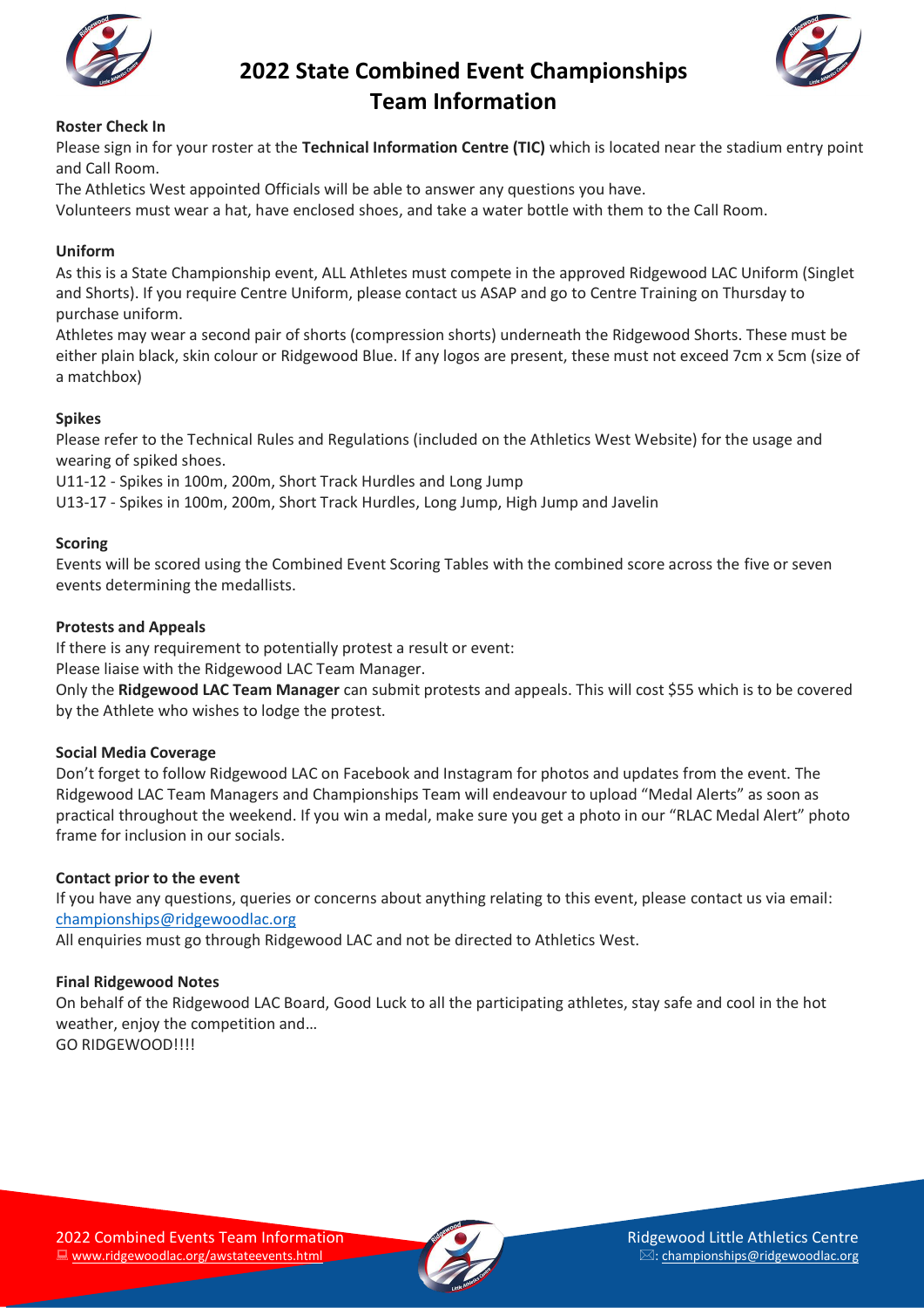# 2022 State Combined Event Championships Team Information

**Roster Check In**

Please sign in for your roster at the **Technical Information Centre (TIC)** which is located near the stadium entry point and Call Room.

The Athletics West appointed Officials will be able to answer any questions you have.

Volunteers must wear a hat, have enclosed shoes, and take a water bottle with them to the Call Room.

**Uniform**

As this is a State Championship event, ALL Athletes must compete in the approved Ridgewood LAC Uniform (Singlet and Shorts). If you require Centre Uniform, please contact us ASAP and go to Centre Training on Thursday to purchase uniform.

Athletes may wear a second pair of shorts (compression shorts) underneath the Ridgewood Shorts. These must be either plain black, skin colour or Ridgewood Blue. If any logos are present, these must not exceed 7cm x 5cm (size of a matchbox)

**Spikes**

Please refer to the Technical Rules and Regulations (included on the Athletics West Website) for the usage and wearing of spiked shoes.

U11-12 - Spikes in 100m, 200m, Short Track Hurdles and Long Jump

U13-17 - Spikes in 100m, 200m, Short Track Hurdles, Long Jump, High Jump and Javelin

**Scoring**

Events will be scored using the Combined Event Scoring Tables with the combined score across the five or seven events determining the medallists.

**Protests and Appeals**

If there is any requirement to potentially protest a result or event:

Please liaise with the Ridgewood LAC Team Manager.

Only the **Ridgewood LAC Team Manager** can submit protests and appeals. This will cost $55 which is to be covered by the Athlete who wishes to lodge the protest.

**Social Media Coverage**

Don't forget to follow Ridgewood LAC on Facebook and Instagram for photos and updates from the event. The Ridgewood LAC Team Managers and Championships Team will endeavour to upload "Medal Alerts" as soon as practical throughout the weekend. If you win a medal, make sure you get a photo in our "RLAC Medal Alert" photo frame for inclusion in our socials.

**Contact prior to the event**

If you have any questions, queries or concerns about anything relating to this event, please contact us via email: [championships@ridgewoodlac.org](mailto:championships@ridgewoodlac.org)

All enquiries must go through Ridgewood LAC and not be directed to Athletics West.

**Final Ridgewood Notes**

On behalf of the Ridgewood LAC Board, Good Luck to all the participating athletes, stay safe and cool in the hot weather, enjoy the competition and…

GO RIDGEWOOD!!!!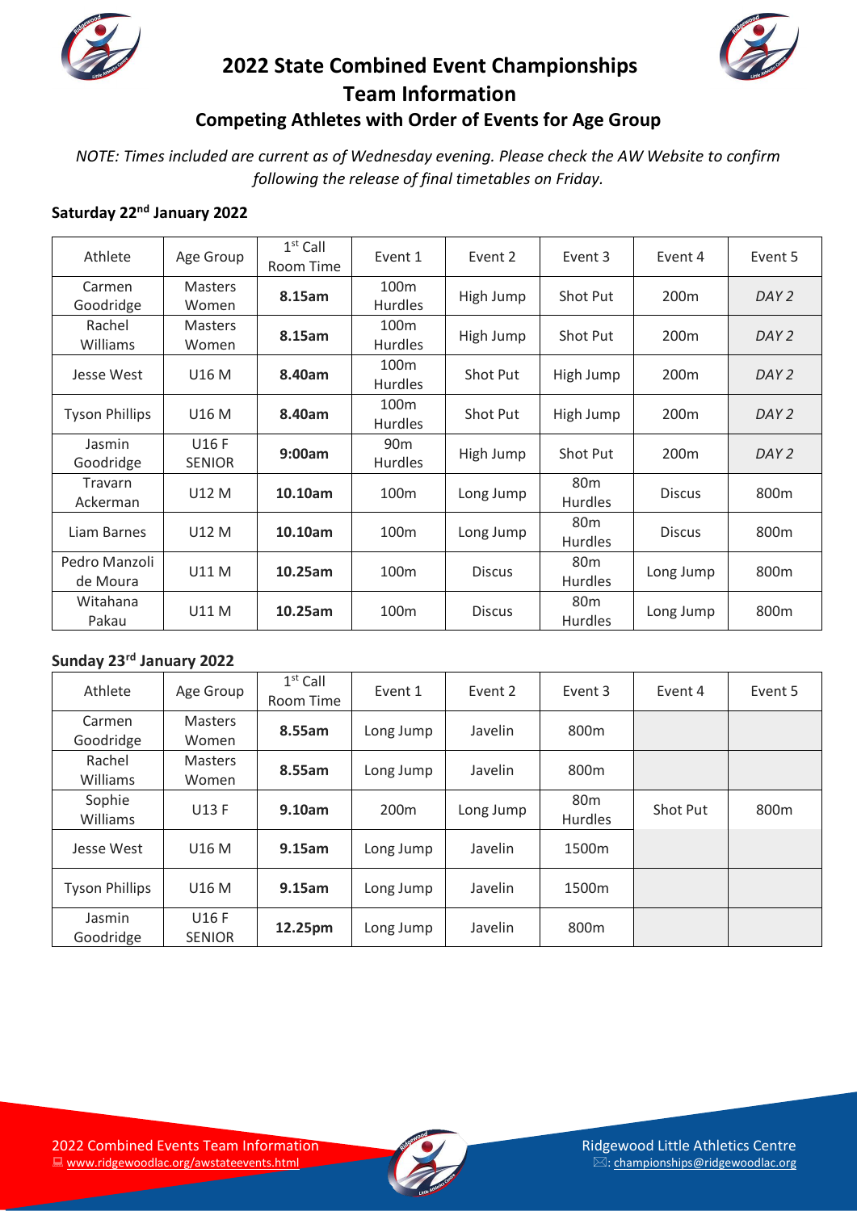# 2022 State Combined Event Championships
# Team Information
## Competing Athletes with Order of Events for Age Group

*NOTE: Times included are current as of Wednesday evening. Please check the AW Website to confirm following the release of final timetables on Friday.*

**Saturday 22nd January 2022**

| Athlete | Age Group | 1st Call Room Time | Event 1 | Event 2 | Event 3 | Event 4 | Event 5 |
|---|---|---|---|---|---|---|---|
| Carmen Goodridge | Masters Women | **8.15am** | 100m Hurdles | High Jump | Shot Put | 200m | *DAY 2* |
| Rachel Williams | Masters Women | **8.15am** | 100m Hurdles | High Jump | Shot Put | 200m | *DAY 2* |
| Jesse West | U16 M | **8.40am** | 100m Hurdles | Shot Put | High Jump | 200m | *DAY 2* |
| Tyson Phillips | U16 M | **8.40am** | 100m Hurdles | Shot Put | High Jump | 200m | *DAY 2* |
| Jasmin Goodridge | U16 F SENIOR | **9:00am** | 90m Hurdles | High Jump | Shot Put | 200m | *DAY 2* |
| Travarn Ackerman | U12 M | **10.10am** | 100m | Long Jump | 80m Hurdles | Discus | 800m |
| Liam Barnes | U12 M | **10.10am** | 100m | Long Jump | 80m Hurdles | Discus | 800m |
| Pedro Manzoli de Moura | U11 M | **10.25am** | 100m | Discus | 80m Hurdles | Long Jump | 800m |
| Witahana Pakau | U11 M | **10.25am** | 100m | Discus | 80m Hurdles | Long Jump | 800m |

**Sunday 23rd January 2022**

| Athlete | Age Group | 1st Call Room Time | Event 1 | Event 2 | Event 3 | Event 4 | Event 5 |
|---|---|---|---|---|---|---|---|
| Carmen Goodridge | Masters Women | **8.55am** | Long Jump | Javelin | 800m | | |
| Rachel Williams | Masters Women | **8.55am** | Long Jump | Javelin | 800m | | |
| Sophie Williams | U13 F | **9.10am** | 200m | Long Jump | 80m Hurdles | Shot Put | 800m |
| Jesse West | U16 M | **9.15am** | Long Jump | Javelin | 1500m | | |
| Tyson Phillips | U16 M | **9.15am** | Long Jump | Javelin | 1500m | | |
| Jasmin Goodridge | U16 F SENIOR | **12.25pm** | Long Jump | Javelin | 800m | | |

2022 Combined Events Team Information
www.ridgewoodlac.org/awstateevents.html

Ridgewood Little Athletics Centre
championships@ridgewoodlac.org